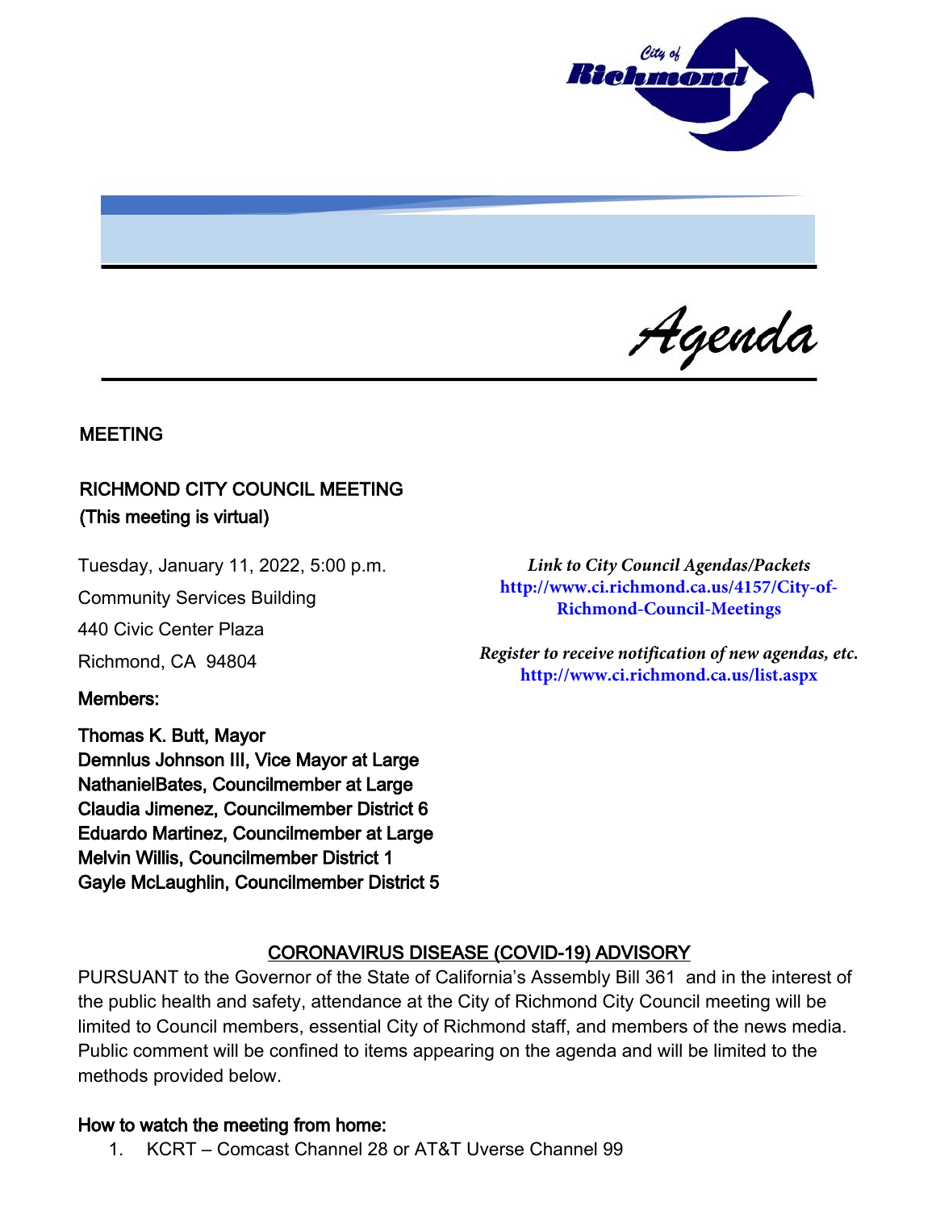*Agenda*

## MEETING

## RICHMOND CITY COUNCIL MEETING
## (This meeting is virtual)

Tuesday, January 11, 2022, 5:00 p.m.

Community Services Building

440 Civic Center Plaza

Richmond, CA 94804

*Link to City Council Agendas/Packets*
**http://www.ci.richmond.ca.us/4157/City-of-Richmond-Council-Meetings**

*Register to receive notification of new agendas, etc.*
**http://www.ci.richmond.ca.us/list.aspx**

**Members:**

**Thomas K. Butt, Mayor**
**Demnlus Johnson III, Vice Mayor at Large**
**NathanielBates, Councilmember at Large**
**Claudia Jimenez, Councilmember District 6**
**Eduardo Martinez, Councilmember at Large**
**Melvin Willis, Councilmember District 1**
**Gayle McLaughlin, Councilmember District 5**

## CORONAVIRUS DISEASE (COVID-19) ADVISORY

PURSUANT to the Governor of the State of California's Assembly Bill 361 and in the interest of the public health and safety, attendance at the City of Richmond City Council meeting will be limited to Council members, essential City of Richmond staff, and members of the news media. Public comment will be confined to items appearing on the agenda and will be limited to the methods provided below.

**How to watch the meeting from home:**

1. KCRT – Comcast Channel 28 or AT&T Uverse Channel 99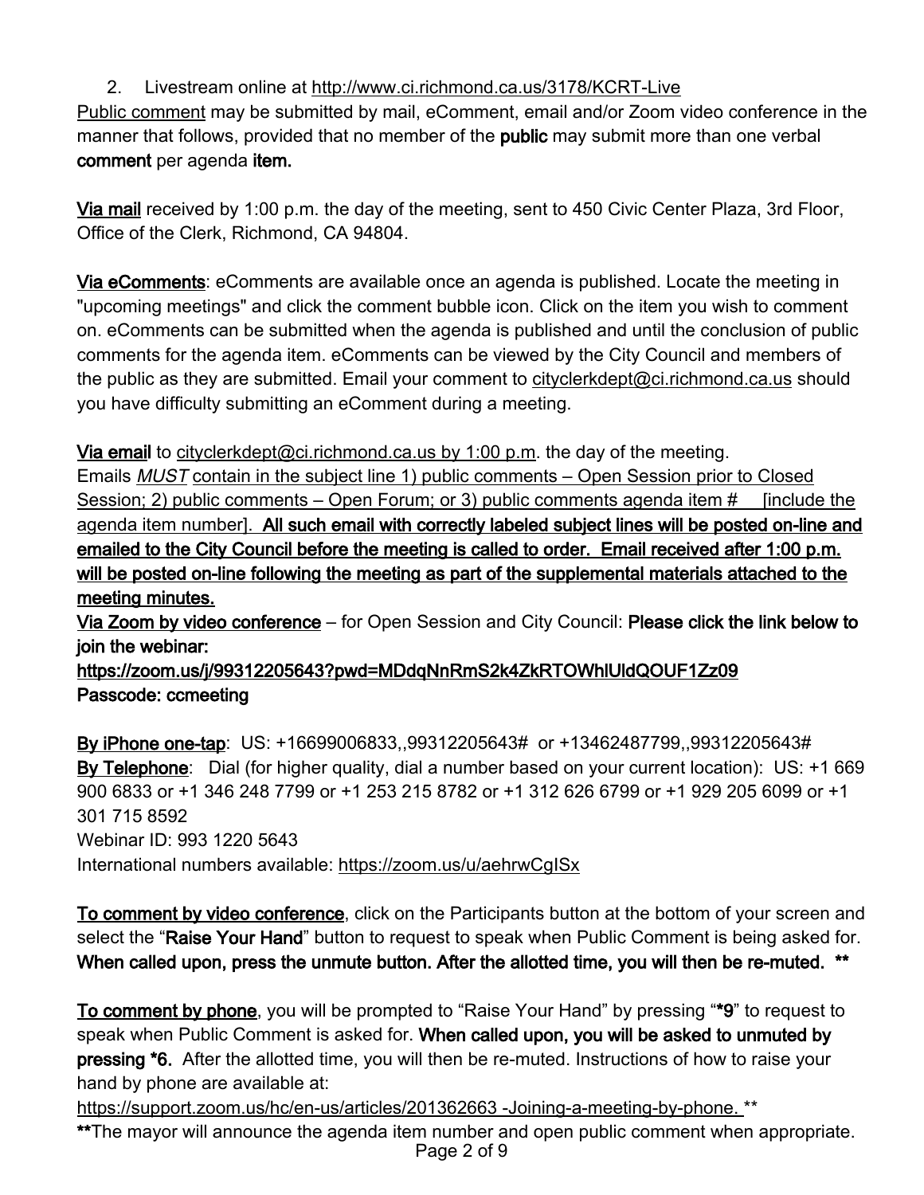2. Livestream online at http://www.ci.richmond.ca.us/3178/KCRT-Live

Public comment may be submitted by mail, eComment, email and/or Zoom video conference in the manner that follows, provided that no member of the **public** may submit more than one verbal **comment** per agenda **item.**

**Via mail** received by 1:00 p.m. the day of the meeting, sent to 450 Civic Center Plaza, 3rd Floor, Office of the Clerk, Richmond, CA 94804.

**Via eComments**: eComments are available once an agenda is published. Locate the meeting in "upcoming meetings" and click the comment bubble icon. Click on the item you wish to comment on. eComments can be submitted when the agenda is published and until the conclusion of public comments for the agenda item. eComments can be viewed by the City Council and members of the public as they are submitted. Email your comment to cityclerkdept@ci.richmond.ca.us should you have difficulty submitting an eComment during a meeting.

**Via email** to cityclerkdept@ci.richmond.ca.us by 1:00 p.m. the day of the meeting.
Emails *MUST* contain in the subject line 1) public comments – Open Session prior to Closed Session; 2) public comments – Open Forum; or 3) public comments agenda item # [include the agenda item number]. **All such email with correctly labeled subject lines will be posted on-line and emailed to the City Council before the meeting is called to order. Email received after 1:00 p.m. will be posted on-line following the meeting as part of the supplemental materials attached to the meeting minutes.**

**Via Zoom by video conference** – for Open Session and City Council: **Please click the link below to join the webinar:**
**https://zoom.us/j/99312205643?pwd=MDdqNnRmS2k4ZkRTOWhlUldQOUF1Zz09**
**Passcode: ccmeeting**

**By iPhone one-tap**: US: +16699006833,,99312205643# or +13462487799,,99312205643#
**By Telephone**: Dial (for higher quality, dial a number based on your current location): US: +1 669 900 6833 or +1 346 248 7799 or +1 253 215 8782 or +1 312 626 6799 or +1 929 205 6099 or +1 301 715 8592
Webinar ID: 993 1220 5643
International numbers available: https://zoom.us/u/aehrwCgISx

**To comment by video conference**, click on the Participants button at the bottom of your screen and select the "**Raise Your Hand**" button to request to speak when Public Comment is being asked for. **When called upon, press the unmute button. After the allotted time, you will then be re-muted. \*\***

**To comment by phone**, you will be prompted to "Raise Your Hand" by pressing "**\*9**" to request to speak when Public Comment is asked for. **When called upon, you will be asked to unmuted by pressing \*6.** After the allotted time, you will then be re-muted. Instructions of how to raise your hand by phone are available at:
https://support.zoom.us/hc/en-us/articles/201362663 -Joining-a-meeting-by-phone. \*\*

**\*\***The mayor will announce the agenda item number and open public comment when appropriate.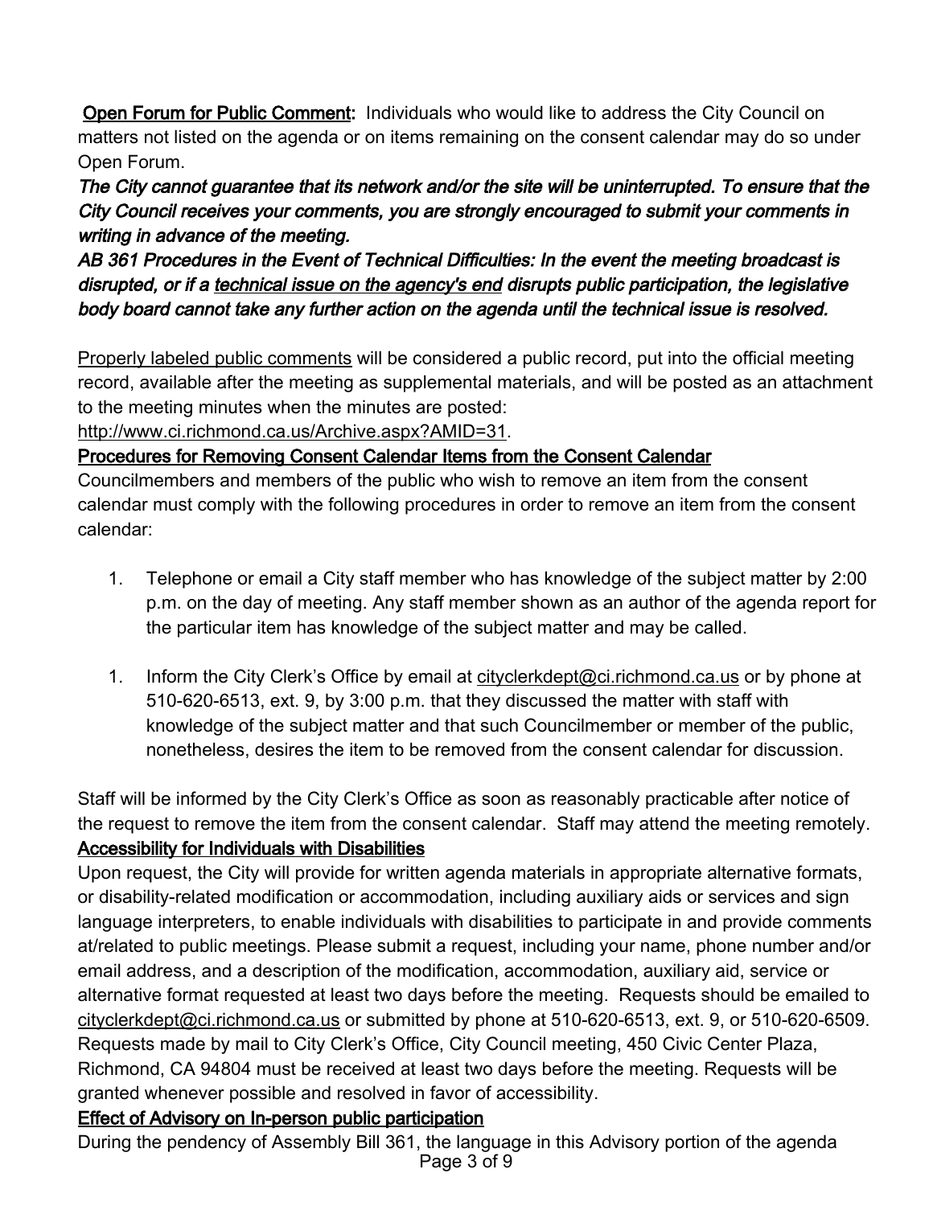**<u>Open Forum for Public Comment</u>:** Individuals who would like to address the City Council on matters not listed on the agenda or on items remaining on the consent calendar may do so under Open Forum.

***The City cannot guarantee that its network and/or the site will be uninterrupted. To ensure that the City Council receives your comments, you are strongly encouraged to submit your comments in writing in advance of the meeting.***

***AB 361 Procedures in the Event of Technical Difficulties: In the event the meeting broadcast is disrupted, or if a <u>technical issue on the agency's end</u> disrupts public participation, the legislative body board cannot take any further action on the agenda until the technical issue is resolved.***

<u>Properly labeled public comments</u> will be considered a public record, put into the official meeting record, available after the meeting as supplemental materials, and will be posted as an attachment to the meeting minutes when the minutes are posted: http://www.ci.richmond.ca.us/Archive.aspx?AMID=31.

**<u>Procedures for Removing Consent Calendar Items from the Consent Calendar</u>**

Councilmembers and members of the public who wish to remove an item from the consent calendar must comply with the following procedures in order to remove an item from the consent calendar:

1. Telephone or email a City staff member who has knowledge of the subject matter by 2:00 p.m. on the day of meeting. Any staff member shown as an author of the agenda report for the particular item has knowledge of the subject matter and may be called.

1. Inform the City Clerk's Office by email at cityclerkdept@ci.richmond.ca.us or by phone at 510-620-6513, ext. 9, by 3:00 p.m. that they discussed the matter with staff with knowledge of the subject matter and that such Councilmember or member of the public, nonetheless, desires the item to be removed from the consent calendar for discussion.

Staff will be informed by the City Clerk's Office as soon as reasonably practicable after notice of the request to remove the item from the consent calendar. Staff may attend the meeting remotely.

**<u>Accessibility for Individuals with Disabilities</u>**

Upon request, the City will provide for written agenda materials in appropriate alternative formats, or disability-related modification or accommodation, including auxiliary aids or services and sign language interpreters, to enable individuals with disabilities to participate in and provide comments at/related to public meetings. Please submit a request, including your name, phone number and/or email address, and a description of the modification, accommodation, auxiliary aid, service or alternative format requested at least two days before the meeting. Requests should be emailed to cityclerkdept@ci.richmond.ca.us or submitted by phone at 510-620-6513, ext. 9, or 510-620-6509. Requests made by mail to City Clerk's Office, City Council meeting, 450 Civic Center Plaza, Richmond, CA 94804 must be received at least two days before the meeting. Requests will be granted whenever possible and resolved in favor of accessibility.

**<u>Effect of Advisory on In-person public participation</u>**

During the pendency of Assembly Bill 361, the language in this Advisory portion of the agenda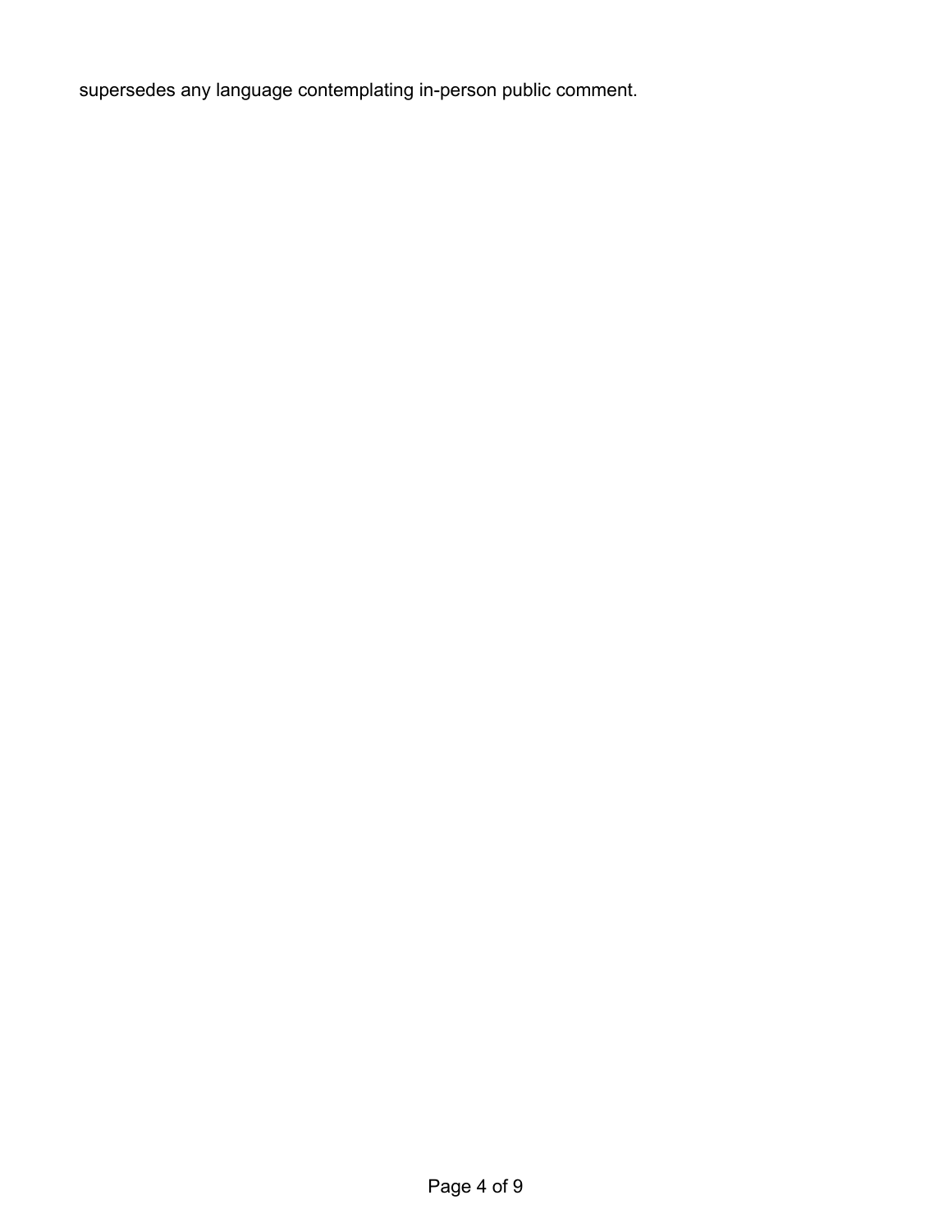supersedes any language contemplating in-person public comment.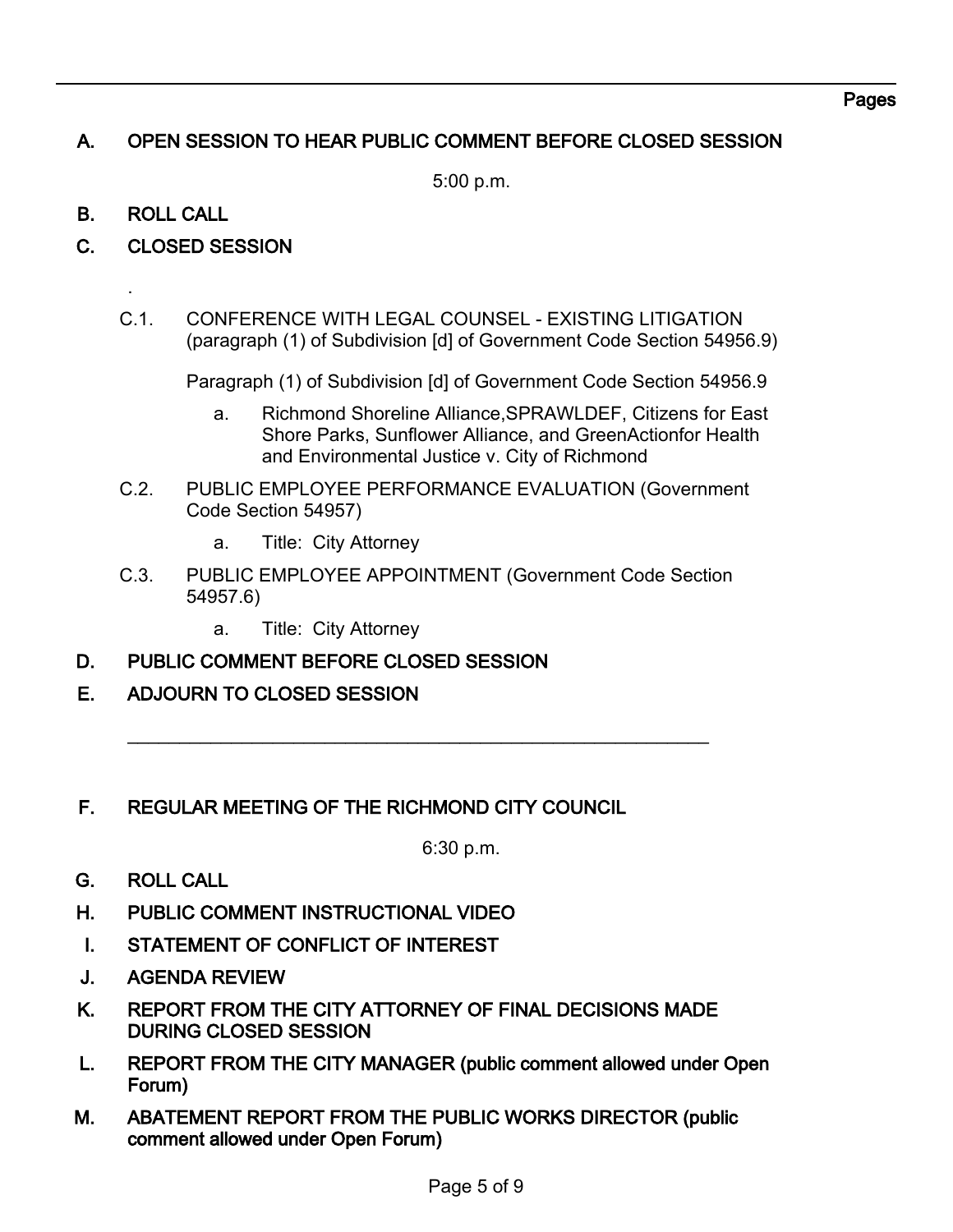Pages

## A. OPEN SESSION TO HEAR PUBLIC COMMENT BEFORE CLOSED SESSION

5:00 p.m.

## B. ROLL CALL

## C. CLOSED SESSION

.

C.1. CONFERENCE WITH LEGAL COUNSEL - EXISTING LITIGATION (paragraph (1) of Subdivision [d] of Government Code Section 54956.9)

Paragraph (1) of Subdivision [d] of Government Code Section 54956.9

a. Richmond Shoreline Alliance,SPRAWLDEF, Citizens for East Shore Parks, Sunflower Alliance, and GreenActionfor Health and Environmental Justice v. City of Richmond

C.2. PUBLIC EMPLOYEE PERFORMANCE EVALUATION (Government Code Section 54957)

a. Title: City Attorney

C.3. PUBLIC EMPLOYEE APPOINTMENT (Government Code Section 54957.6)

a. Title: City Attorney

## D. PUBLIC COMMENT BEFORE CLOSED SESSION

## E. ADJOURN TO CLOSED SESSION

---

## F. REGULAR MEETING OF THE RICHMOND CITY COUNCIL

6:30 p.m.

## G. ROLL CALL

## H. PUBLIC COMMENT INSTRUCTIONAL VIDEO

## I. STATEMENT OF CONFLICT OF INTEREST

## J. AGENDA REVIEW

## K. REPORT FROM THE CITY ATTORNEY OF FINAL DECISIONS MADE DURING CLOSED SESSION

## L. REPORT FROM THE CITY MANAGER (public comment allowed under Open Forum)

## M. ABATEMENT REPORT FROM THE PUBLIC WORKS DIRECTOR (public comment allowed under Open Forum)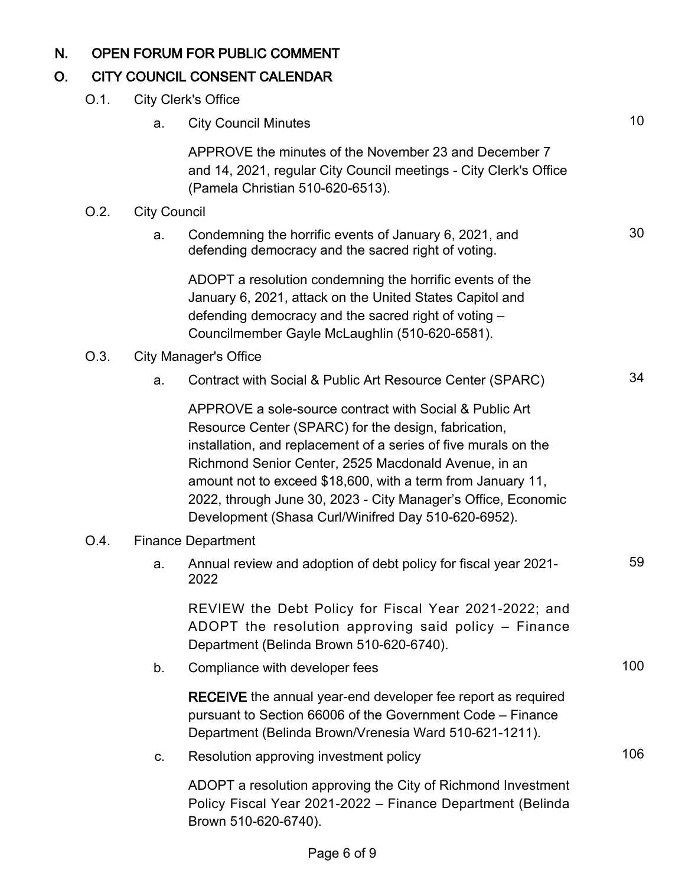## N. OPEN FORUM FOR PUBLIC COMMENT

## O. CITY COUNCIL CONSENT CALENDAR

### O.1. City Clerk's Office

a. City Council Minutes — 10

APPROVE the minutes of the November 23 and December 7 and 14, 2021, regular City Council meetings - City Clerk's Office (Pamela Christian 510-620-6513).

### O.2. City Council

a. Condemning the horrific events of January 6, 2021, and defending democracy and the sacred right of voting. — 30

ADOPT a resolution condemning the horrific events of the January 6, 2021, attack on the United States Capitol and defending democracy and the sacred right of voting – Councilmember Gayle McLaughlin (510-620-6581).

### O.3. City Manager's Office

a. Contract with Social & Public Art Resource Center (SPARC) — 34

APPROVE a sole-source contract with Social & Public Art Resource Center (SPARC) for the design, fabrication, installation, and replacement of a series of five murals on the Richmond Senior Center, 2525 Macdonald Avenue, in an amount not to exceed $18,600, with a term from January 11, 2022, through June 30, 2023 - City Manager's Office, Economic Development (Shasa Curl/Winifred Day 510-620-6952).

### O.4. Finance Department

a. Annual review and adoption of debt policy for fiscal year 2021-2022 — 59

REVIEW the Debt Policy for Fiscal Year 2021-2022; and ADOPT the resolution approving said policy – Finance Department (Belinda Brown 510-620-6740).

b. Compliance with developer fees — 100

**RECEIVE** the annual year-end developer fee report as required pursuant to Section 66006 of the Government Code – Finance Department (Belinda Brown/Vrenesia Ward 510-621-1211).

c. Resolution approving investment policy — 106

ADOPT a resolution approving the City of Richmond Investment Policy Fiscal Year 2021-2022 – Finance Department (Belinda Brown 510-620-6740).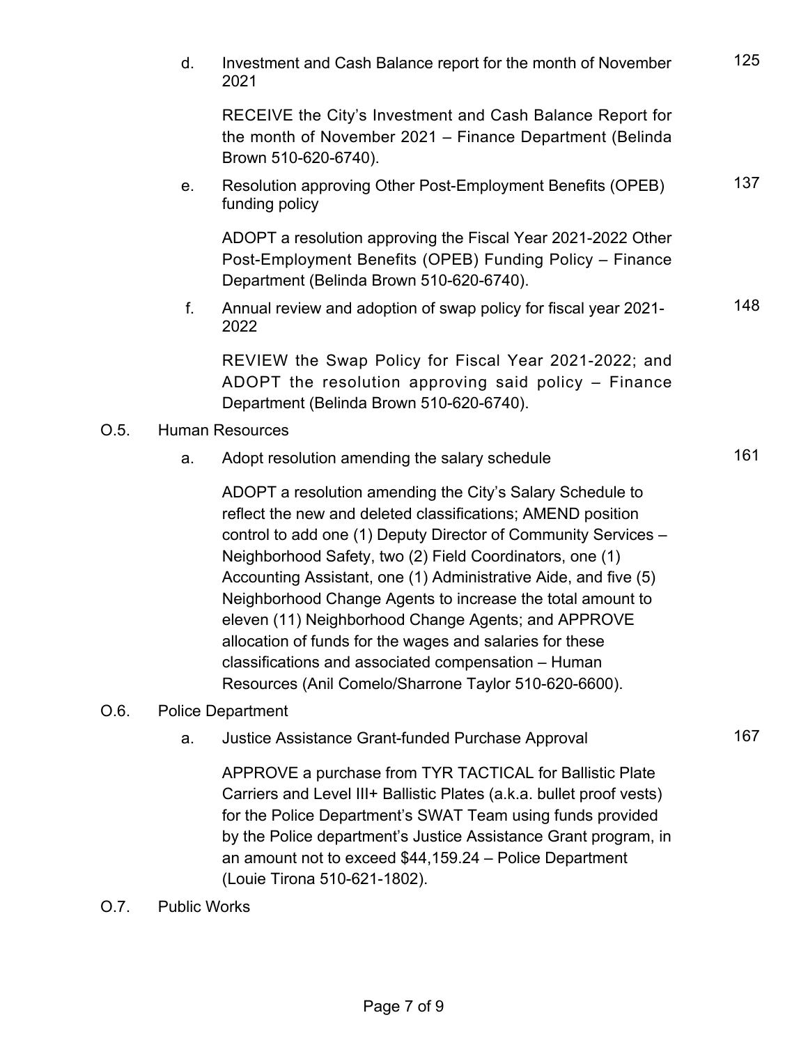d. Investment and Cash Balance report for the month of November 2021 — 125

RECEIVE the City's Investment and Cash Balance Report for the month of November 2021 – Finance Department (Belinda Brown 510-620-6740).

e. Resolution approving Other Post-Employment Benefits (OPEB) funding policy — 137

ADOPT a resolution approving the Fiscal Year 2021-2022 Other Post-Employment Benefits (OPEB) Funding Policy – Finance Department (Belinda Brown 510-620-6740).

f. Annual review and adoption of swap policy for fiscal year 2021-2022 — 148

REVIEW the Swap Policy for Fiscal Year 2021-2022; and ADOPT the resolution approving said policy – Finance Department (Belinda Brown 510-620-6740).

O.5. Human Resources

a. Adopt resolution amending the salary schedule — 161

ADOPT a resolution amending the City's Salary Schedule to reflect the new and deleted classifications; AMEND position control to add one (1) Deputy Director of Community Services – Neighborhood Safety, two (2) Field Coordinators, one (1) Accounting Assistant, one (1) Administrative Aide, and five (5) Neighborhood Change Agents to increase the total amount to eleven (11) Neighborhood Change Agents; and APPROVE allocation of funds for the wages and salaries for these classifications and associated compensation – Human Resources (Anil Comelo/Sharrone Taylor 510-620-6600).

O.6. Police Department

a. Justice Assistance Grant-funded Purchase Approval — 167

APPROVE a purchase from TYR TACTICAL for Ballistic Plate Carriers and Level III+ Ballistic Plates (a.k.a. bullet proof vests) for the Police Department's SWAT Team using funds provided by the Police department's Justice Assistance Grant program, in an amount not to exceed $44,159.24 – Police Department (Louie Tirona 510-621-1802).

O.7. Public Works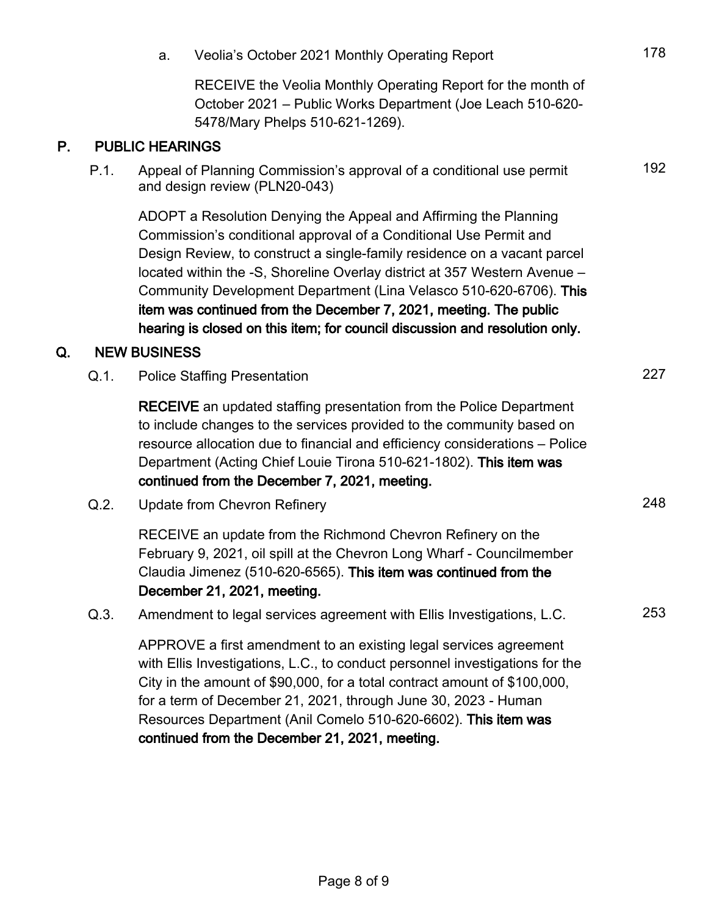a. Veolia's October 2021 Monthly Operating Report 178

RECEIVE the Veolia Monthly Operating Report for the month of October 2021 – Public Works Department (Joe Leach 510-620-5478/Mary Phelps 510-621-1269).

## P. PUBLIC HEARINGS

P.1. Appeal of Planning Commission's approval of a conditional use permit and design review (PLN20-043) 192

ADOPT a Resolution Denying the Appeal and Affirming the Planning Commission's conditional approval of a Conditional Use Permit and Design Review, to construct a single-family residence on a vacant parcel located within the -S, Shoreline Overlay district at 357 Western Avenue – Community Development Department (Lina Velasco 510-620-6706). **This item was continued from the December 7, 2021, meeting. The public hearing is closed on this item; for council discussion and resolution only.**

## Q. NEW BUSINESS

Q.1. Police Staffing Presentation 227

**RECEIVE** an updated staffing presentation from the Police Department to include changes to the services provided to the community based on resource allocation due to financial and efficiency considerations – Police Department (Acting Chief Louie Tirona 510-621-1802). **This item was continued from the December 7, 2021, meeting.**

Q.2. Update from Chevron Refinery 248

RECEIVE an update from the Richmond Chevron Refinery on the February 9, 2021, oil spill at the Chevron Long Wharf - Councilmember Claudia Jimenez (510-620-6565). **This item was continued from the December 21, 2021, meeting.**

Q.3. Amendment to legal services agreement with Ellis Investigations, L.C. 253

APPROVE a first amendment to an existing legal services agreement with Ellis Investigations, L.C., to conduct personnel investigations for the City in the amount of $90,000, for a total contract amount of $100,000, for a term of December 21, 2021, through June 30, 2023 - Human Resources Department (Anil Comelo 510-620-6602). **This item was continued from the December 21, 2021, meeting.**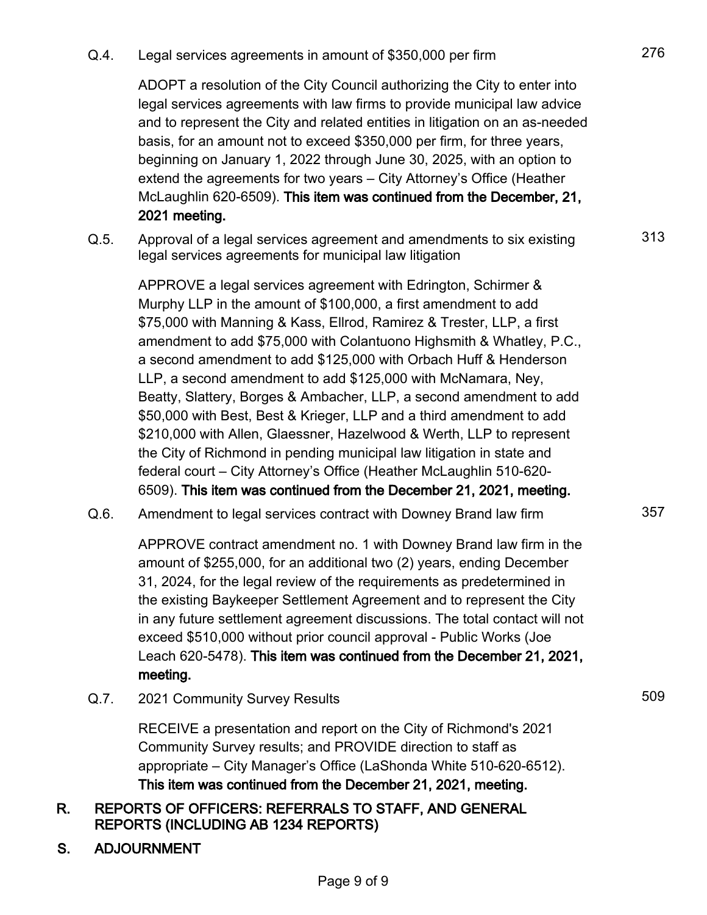Q.4. Legal services agreements in amount of $350,000 per firm 276

ADOPT a resolution of the City Council authorizing the City to enter into legal services agreements with law firms to provide municipal law advice and to represent the City and related entities in litigation on an as-needed basis, for an amount not to exceed $350,000 per firm, for three years, beginning on January 1, 2022 through June 30, 2025, with an option to extend the agreements for two years – City Attorney's Office (Heather McLaughlin 620-6509). **This item was continued from the December, 21, 2021 meeting.**

Q.5. Approval of a legal services agreement and amendments to six existing legal services agreements for municipal law litigation 313

APPROVE a legal services agreement with Edrington, Schirmer & Murphy LLP in the amount of $100,000, a first amendment to add $75,000 with Manning & Kass, Ellrod, Ramirez & Trester, LLP, a first amendment to add $75,000 with Colantuono Highsmith & Whatley, P.C., a second amendment to add $125,000 with Orbach Huff & Henderson LLP, a second amendment to add $125,000 with McNamara, Ney, Beatty, Slattery, Borges & Ambacher, LLP, a second amendment to add $50,000 with Best, Best & Krieger, LLP and a third amendment to add $210,000 with Allen, Glaessner, Hazelwood & Werth, LLP to represent the City of Richmond in pending municipal law litigation in state and federal court – City Attorney's Office (Heather McLaughlin 510-620-6509). **This item was continued from the December 21, 2021, meeting.**

Q.6. Amendment to legal services contract with Downey Brand law firm 357

APPROVE contract amendment no. 1 with Downey Brand law firm in the amount of $255,000, for an additional two (2) years, ending December 31, 2024, for the legal review of the requirements as predetermined in the existing Baykeeper Settlement Agreement and to represent the City in any future settlement agreement discussions. The total contact will not exceed $510,000 without prior council approval - Public Works (Joe Leach 620-5478). **This item was continued from the December 21, 2021, meeting.**

Q.7. 2021 Community Survey Results 509

RECEIVE a presentation and report on the City of Richmond's 2021 Community Survey results; and PROVIDE direction to staff as appropriate – City Manager's Office (LaShonda White 510-620-6512). **This item was continued from the December 21, 2021, meeting.**

## R. REPORTS OF OFFICERS: REFERRALS TO STAFF, AND GENERAL REPORTS (INCLUDING AB 1234 REPORTS)

## S. ADJOURNMENT